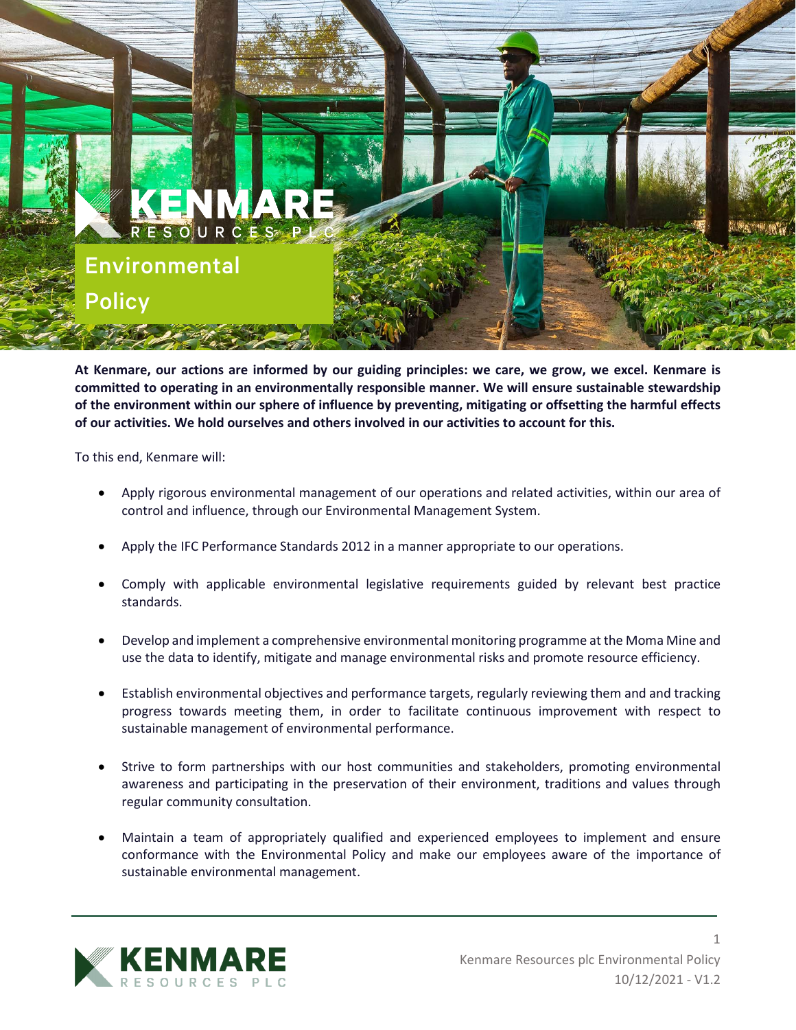# Environmental Policy

**At Kenmare, our actions are informed by our guiding principles: we care, we grow, we excel. Kenmare is committed to operating in an environmentally responsible manner. We will ensure sustainable stewardship of the environment within our sphere of influence by preventing, mitigating or offsetting the harmful effects of our activities. We hold ourselves and others involved in our activities to account for this.**

To this end, Kenmare will:

- Apply rigorous environmental management of our operations and related activities, within our area of control and influence, through our Environmental Management System.
- Apply the IFC Performance Standards 2012 in a manner appropriate to our operations.
- Comply with applicable environmental legislative requirements guided by relevant best practice standards.
- Develop and implement a comprehensive environmental monitoring programme at the Moma Mine and use the data to identify, mitigate and manage environmental risks and promote resource efficiency.
- Establish environmental objectives and performance targets, regularly reviewing them and and tracking progress towards meeting them, in order to facilitate continuous improvement with respect to sustainable management of environmental performance.
- Strive to form partnerships with our host communities and stakeholders, promoting environmental awareness and participating in the preservation of their environment, traditions and values through regular community consultation.
- Maintain a team of appropriately qualified and experienced employees to implement and ensure conformance with the Environmental Policy and make our employees aware of the importance of sustainable environmental management.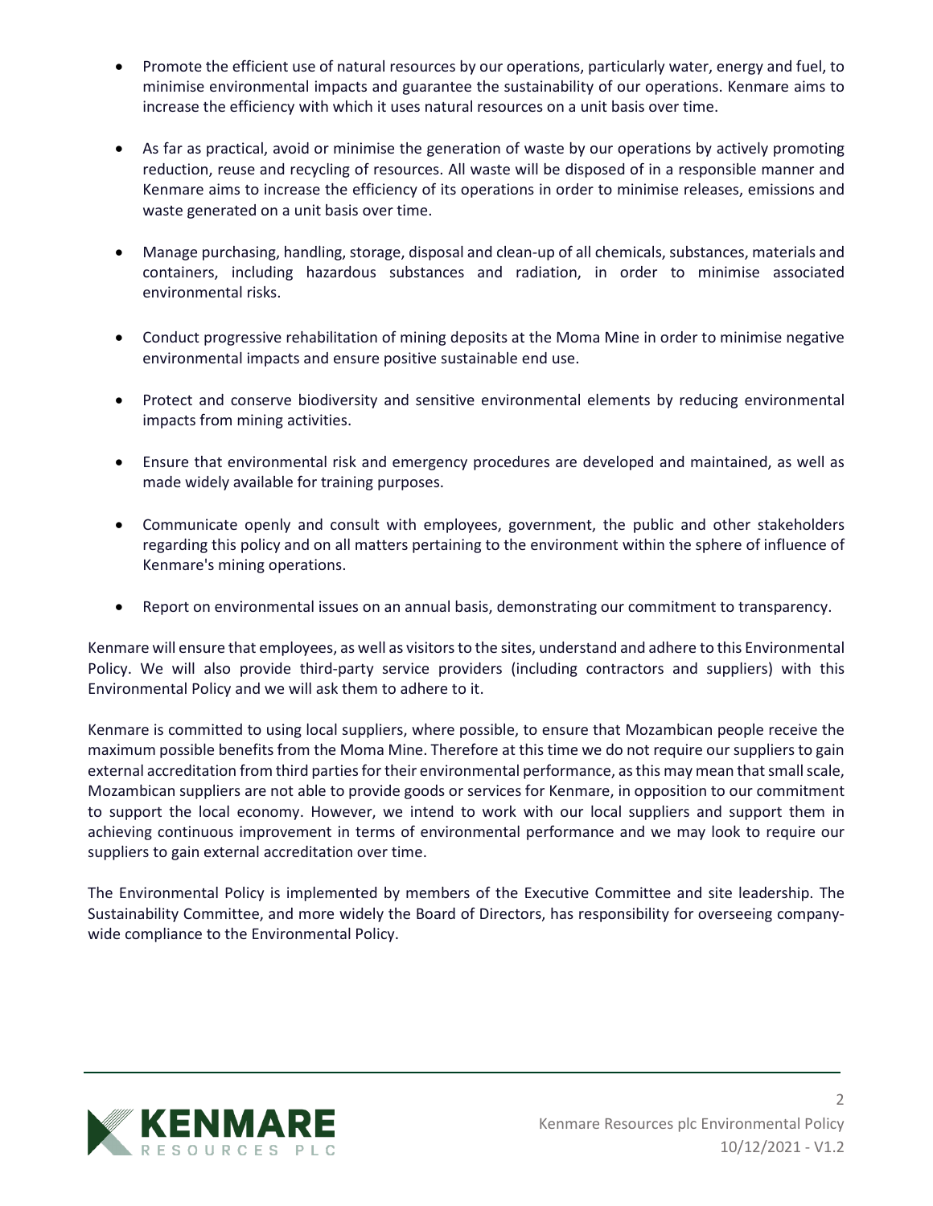- Promote the efficient use of natural resources by our operations, particularly water, energy and fuel, to minimise environmental impacts and guarantee the sustainability of our operations. Kenmare aims to increase the efficiency with which it uses natural resources on a unit basis over time.

- As far as practical, avoid or minimise the generation of waste by our operations by actively promoting reduction, reuse and recycling of resources. All waste will be disposed of in a responsible manner and Kenmare aims to increase the efficiency of its operations in order to minimise releases, emissions and waste generated on a unit basis over time.

- Manage purchasing, handling, storage, disposal and clean-up of all chemicals, substances, materials and containers, including hazardous substances and radiation, in order to minimise associated environmental risks.

- Conduct progressive rehabilitation of mining deposits at the Moma Mine in order to minimise negative environmental impacts and ensure positive sustainable end use.

- Protect and conserve biodiversity and sensitive environmental elements by reducing environmental impacts from mining activities.

- Ensure that environmental risk and emergency procedures are developed and maintained, as well as made widely available for training purposes.

- Communicate openly and consult with employees, government, the public and other stakeholders regarding this policy and on all matters pertaining to the environment within the sphere of influence of Kenmare's mining operations.

- Report on environmental issues on an annual basis, demonstrating our commitment to transparency.

Kenmare will ensure that employees, as well as visitors to the sites, understand and adhere to this Environmental Policy. We will also provide third-party service providers (including contractors and suppliers) with this Environmental Policy and we will ask them to adhere to it.

Kenmare is committed to using local suppliers, where possible, to ensure that Mozambican people receive the maximum possible benefits from the Moma Mine. Therefore at this time we do not require our suppliers to gain external accreditation from third parties for their environmental performance, as this may mean that small scale, Mozambican suppliers are not able to provide goods or services for Kenmare, in opposition to our commitment to support the local economy. However, we intend to work with our local suppliers and support them in achieving continuous improvement in terms of environmental performance and we may look to require our suppliers to gain external accreditation over time.

The Environmental Policy is implemented by members of the Executive Committee and site leadership. The Sustainability Committee, and more widely the Board of Directors, has responsibility for overseeing company-wide compliance to the Environmental Policy.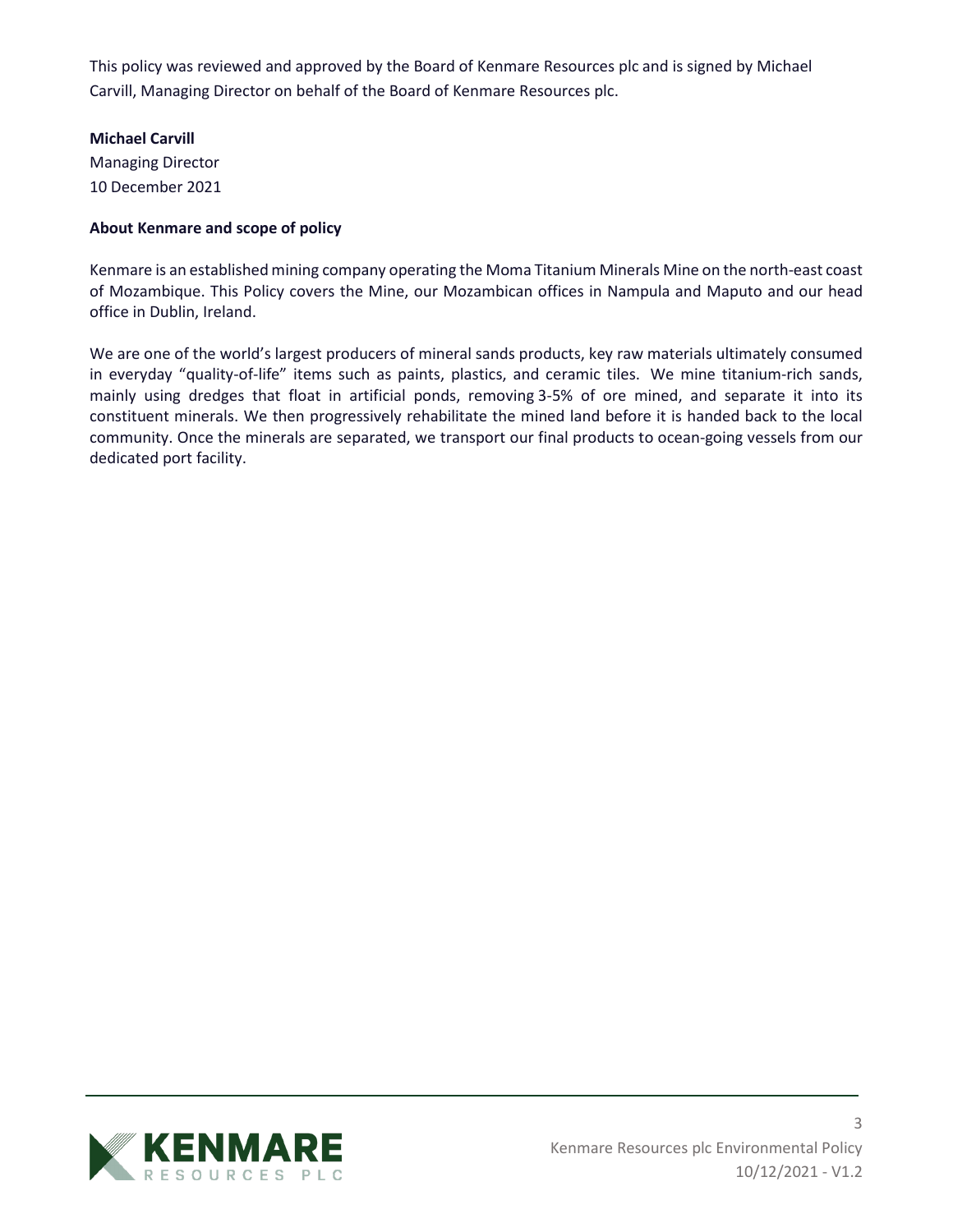This policy was reviewed and approved by the Board of Kenmare Resources plc and is signed by Michael Carvill, Managing Director on behalf of the Board of Kenmare Resources plc.

**Michael Carvill**
Managing Director
10 December 2021

**About Kenmare and scope of policy**

Kenmare is an established mining company operating the Moma Titanium Minerals Mine on the north-east coast of Mozambique. This Policy covers the Mine, our Mozambican offices in Nampula and Maputo and our head office in Dublin, Ireland.

We are one of the world's largest producers of mineral sands products, key raw materials ultimately consumed in everyday "quality-of-life" items such as paints, plastics, and ceramic tiles. We mine titanium-rich sands, mainly using dredges that float in artificial ponds, removing 3-5% of ore mined, and separate it into its constituent minerals. We then progressively rehabilitate the mined land before it is handed back to the local community. Once the minerals are separated, we transport our final products to ocean-going vessels from our dedicated port facility.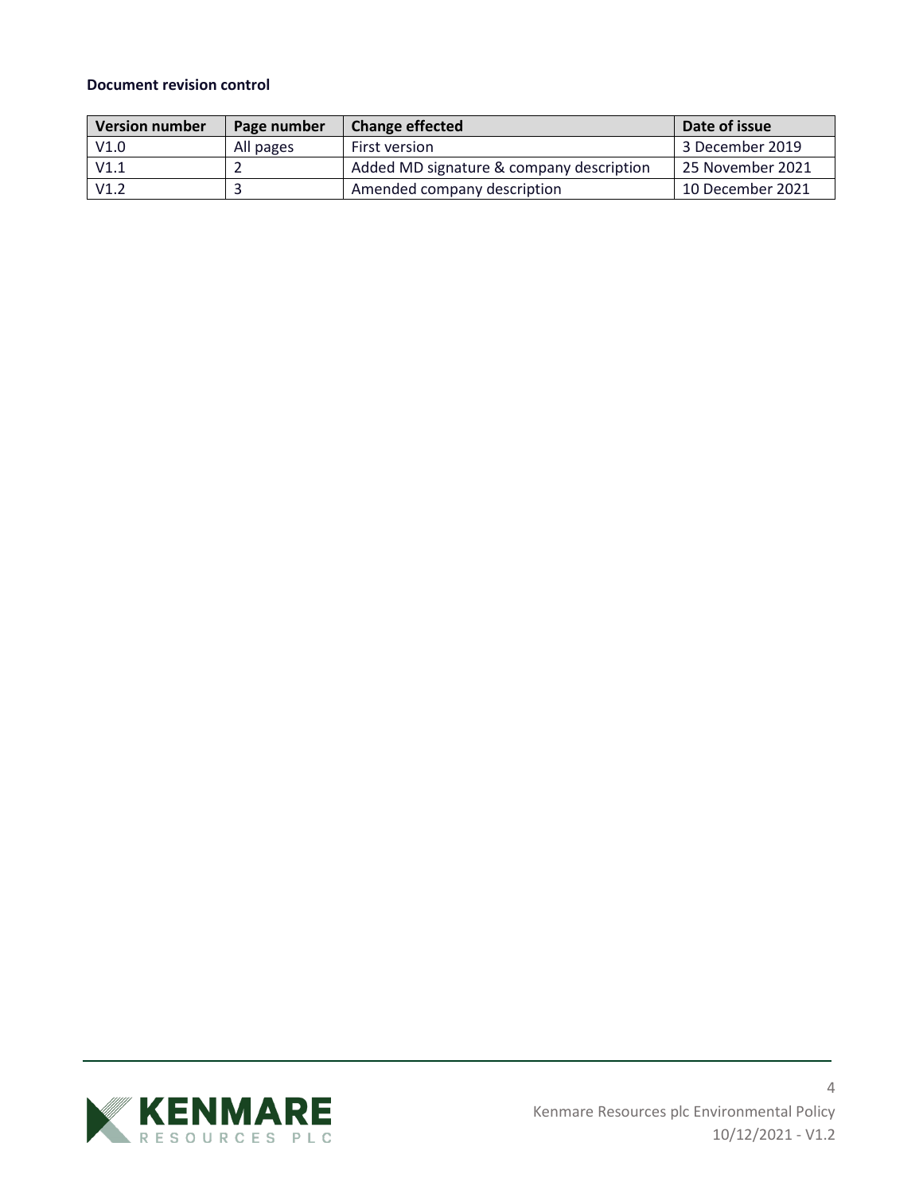**Document revision control**

| Version number | Page number | Change effected | Date of issue |
| --- | --- | --- | --- |
| V1.0 | All pages | First version | 3 December 2019 |
| V1.1 | 2 | Added MD signature & company description | 25 November 2021 |
| V1.2 | 3 | Amended company description | 10 December 2021 |